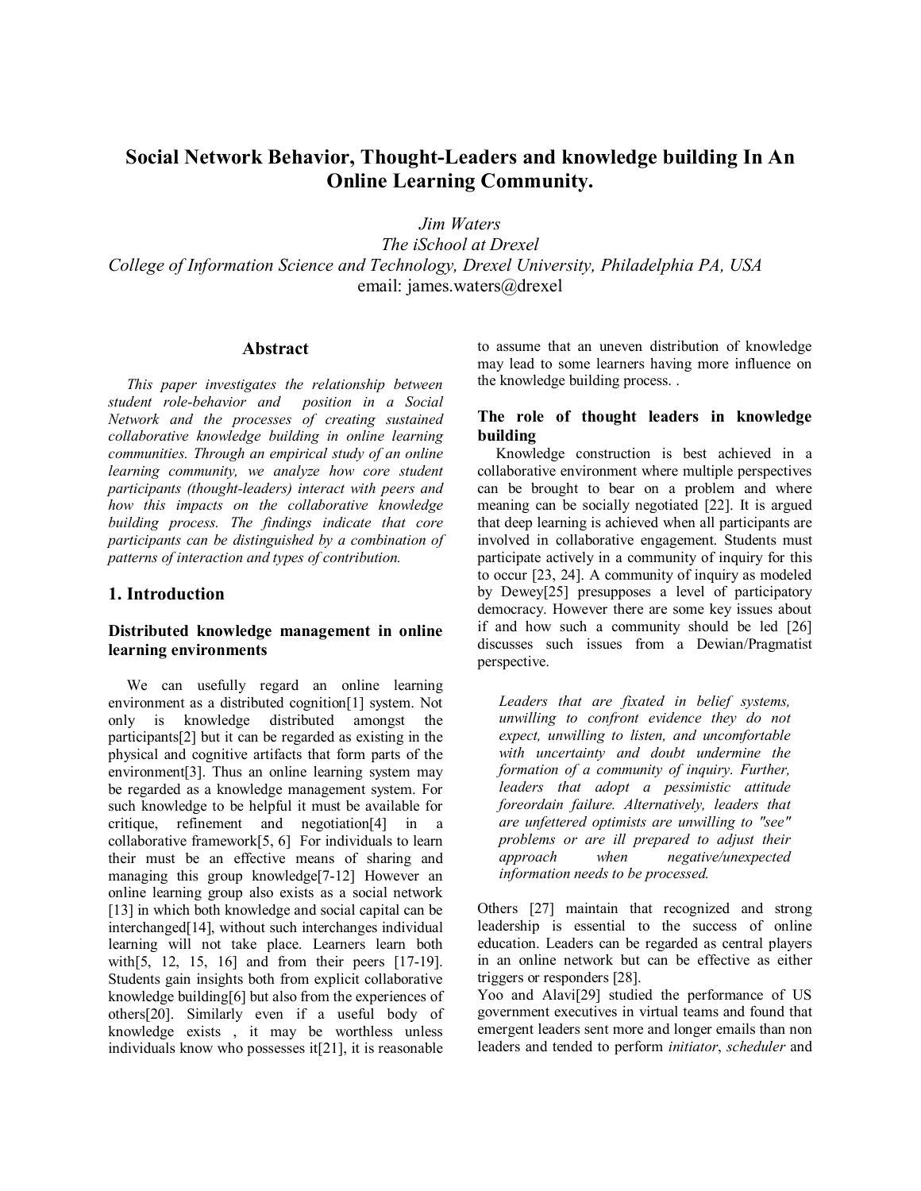# Social Network Behavior, Thought-Leaders and knowledge building In An Online Learning Community.

*Jim Waters*
*The iSchool at Drexel*
*College of Information Science and Technology, Drexel University, Philadelphia PA, USA*
email: james.waters@drexel

## Abstract

*This paper investigates the relationship between student role-behavior and position in a Social Network and the processes of creating sustained collaborative knowledge building in online learning communities. Through an empirical study of an online learning community, we analyze how core student participants (thought-leaders) interact with peers and how this impacts on the collaborative knowledge building process. The findings indicate that core participants can be distinguished by a combination of patterns of interaction and types of contribution.*

## 1. Introduction

### Distributed knowledge management in online learning environments

We can usefully regard an online learning environment as a distributed cognition[1] system. Not only is knowledge distributed amongst the participants[2] but it can be regarded as existing in the physical and cognitive artifacts that form parts of the environment[3]. Thus an online learning system may be regarded as a knowledge management system. For such knowledge to be helpful it must be available for critique, refinement and negotiation[4] in a collaborative framework[5, 6] For individuals to learn their must be an effective means of sharing and managing this group knowledge[7-12] However an online learning group also exists as a social network [13] in which both knowledge and social capital can be interchanged[14], without such interchanges individual learning will not take place. Learners learn both with[5, 12, 15, 16] and from their peers [17-19]. Students gain insights both from explicit collaborative knowledge building[6] but also from the experiences of others[20]. Similarly even if a useful body of knowledge exists , it may be worthless unless individuals know who possesses it[21], it is reasonable to assume that an uneven distribution of knowledge may lead to some learners having more influence on the knowledge building process. .

### The role of thought leaders in knowledge building

Knowledge construction is best achieved in a collaborative environment where multiple perspectives can be brought to bear on a problem and where meaning can be socially negotiated [22]. It is argued that deep learning is achieved when all participants are involved in collaborative engagement. Students must participate actively in a community of inquiry for this to occur [23, 24]. A community of inquiry as modeled by Dewey[25] presupposes a level of participatory democracy. However there are some key issues about if and how such a community should be led [26] discusses such issues from a Dewian/Pragmatist perspective.

> *Leaders that are fixated in belief systems, unwilling to confront evidence they do not expect, unwilling to listen, and uncomfortable with uncertainty and doubt undermine the formation of a community of inquiry. Further, leaders that adopt a pessimistic attitude foreordain failure. Alternatively, leaders that are unfettered optimists are unwilling to "see" problems or are ill prepared to adjust their approach when negative/unexpected information needs to be processed.*

Others [27] maintain that recognized and strong leadership is essential to the success of online education. Leaders can be regarded as central players in an online network but can be effective as either triggers or responders [28].

Yoo and Alavi[29] studied the performance of US government executives in virtual teams and found that emergent leaders sent more and longer emails than non leaders and tended to perform *initiator*, *scheduler* and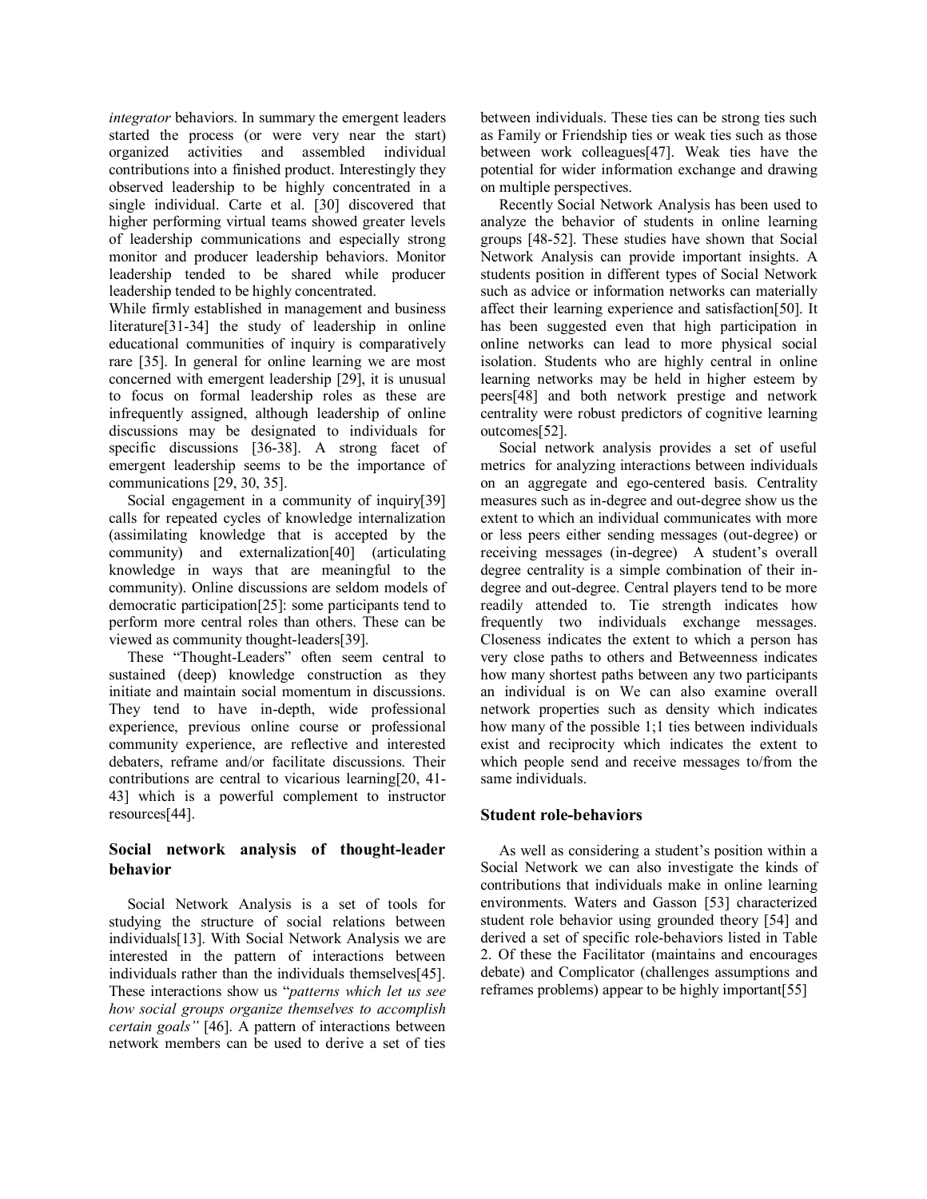*integrator* behaviors. In summary the emergent leaders started the process (or were very near the start) organized activities and assembled individual contributions into a finished product. Interestingly they observed leadership to be highly concentrated in a single individual. Carte et al. [30] discovered that higher performing virtual teams showed greater levels of leadership communications and especially strong monitor and producer leadership behaviors. Monitor leadership tended to be shared while producer leadership tended to be highly concentrated.

While firmly established in management and business literature[31-34] the study of leadership in online educational communities of inquiry is comparatively rare [35]. In general for online learning we are most concerned with emergent leadership [29], it is unusual to focus on formal leadership roles as these are infrequently assigned, although leadership of online discussions may be designated to individuals for specific discussions [36-38]. A strong facet of emergent leadership seems to be the importance of communications [29, 30, 35].

Social engagement in a community of inquiry[39] calls for repeated cycles of knowledge internalization (assimilating knowledge that is accepted by the community) and externalization[40] (articulating knowledge in ways that are meaningful to the community). Online discussions are seldom models of democratic participation[25]: some participants tend to perform more central roles than others. These can be viewed as community thought-leaders[39].

These "Thought-Leaders" often seem central to sustained (deep) knowledge construction as they initiate and maintain social momentum in discussions. They tend to have in-depth, wide professional experience, previous online course or professional community experience, are reflective and interested debaters, reframe and/or facilitate discussions. Their contributions are central to vicarious learning[20, 41-43] which is a powerful complement to instructor resources[44].

## Social network analysis of thought-leader behavior

Social Network Analysis is a set of tools for studying the structure of social relations between individuals[13]. With Social Network Analysis we are interested in the pattern of interactions between individuals rather than the individuals themselves[45]. These interactions show us "*patterns which let us see how social groups organize themselves to accomplish certain goals"* [46]. A pattern of interactions between network members can be used to derive a set of ties between individuals. These ties can be strong ties such as Family or Friendship ties or weak ties such as those between work colleagues[47]. Weak ties have the potential for wider information exchange and drawing on multiple perspectives.

Recently Social Network Analysis has been used to analyze the behavior of students in online learning groups [48-52]. These studies have shown that Social Network Analysis can provide important insights. A students position in different types of Social Network such as advice or information networks can materially affect their learning experience and satisfaction[50]. It has been suggested even that high participation in online networks can lead to more physical social isolation. Students who are highly central in online learning networks may be held in higher esteem by peers[48] and both network prestige and network centrality were robust predictors of cognitive learning outcomes[52].

Social network analysis provides a set of useful metrics for analyzing interactions between individuals on an aggregate and ego-centered basis. Centrality measures such as in-degree and out-degree show us the extent to which an individual communicates with more or less peers either sending messages (out-degree) or receiving messages (in-degree) A student's overall degree centrality is a simple combination of their in-degree and out-degree. Central players tend to be more readily attended to. Tie strength indicates how frequently two individuals exchange messages. Closeness indicates the extent to which a person has very close paths to others and Betweenness indicates how many shortest paths between any two participants an individual is on We can also examine overall network properties such as density which indicates how many of the possible 1;1 ties between individuals exist and reciprocity which indicates the extent to which people send and receive messages to/from the same individuals.

## Student role-behaviors

As well as considering a student's position within a Social Network we can also investigate the kinds of contributions that individuals make in online learning environments. Waters and Gasson [53] characterized student role behavior using grounded theory [54] and derived a set of specific role-behaviors listed in Table 2. Of these the Facilitator (maintains and encourages debate) and Complicator (challenges assumptions and reframes problems) appear to be highly important[55]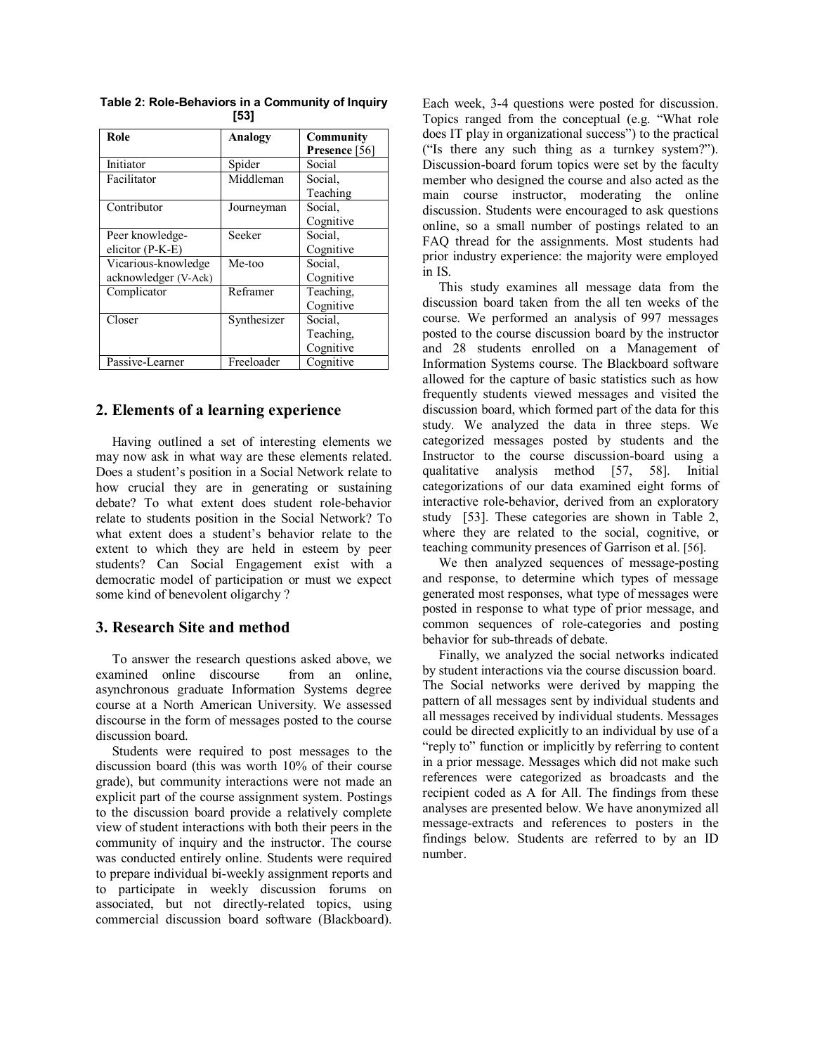**Table 2: Role-Behaviors in a Community of Inquiry [53]**

| Role | Analogy | Community Presence [56] |
|---|---|---|
| Initiator | Spider | Social |
| Facilitator | Middleman | Social, Teaching |
| Contributor | Journeyman | Social, Cognitive |
| Peer knowledge-elicitor (P-K-E) | Seeker | Social, Cognitive |
| Vicarious-knowledge acknowledger (V-Ack) | Me-too | Social, Cognitive |
| Complicator | Reframer | Teaching, Cognitive |
| Closer | Synthesizer | Social, Teaching, Cognitive |
| Passive-Learner | Freeloader | Cognitive |

## 2. Elements of a learning experience

Having outlined a set of interesting elements we may now ask in what way are these elements related. Does a student's position in a Social Network relate to how crucial they are in generating or sustaining debate? To what extent does student role-behavior relate to students position in the Social Network? To what extent does a student's behavior relate to the extent to which they are held in esteem by peer students? Can Social Engagement exist with a democratic model of participation or must we expect some kind of benevolent oligarchy ?

## 3. Research Site and method

To answer the research questions asked above, we examined online discourse from an online, asynchronous graduate Information Systems degree course at a North American University. We assessed discourse in the form of messages posted to the course discussion board.

Students were required to post messages to the discussion board (this was worth 10% of their course grade), but community interactions were not made an explicit part of the course assignment system. Postings to the discussion board provide a relatively complete view of student interactions with both their peers in the community of inquiry and the instructor. The course was conducted entirely online. Students were required to prepare individual bi-weekly assignment reports and to participate in weekly discussion forums on associated, but not directly-related topics, using commercial discussion board software (Blackboard). Each week, 3-4 questions were posted for discussion. Topics ranged from the conceptual (e.g. "What role does IT play in organizational success") to the practical ("Is there any such thing as a turnkey system?"). Discussion-board forum topics were set by the faculty member who designed the course and also acted as the main course instructor, moderating the online discussion. Students were encouraged to ask questions online, so a small number of postings related to an FAQ thread for the assignments. Most students had prior industry experience: the majority were employed in IS.

This study examines all message data from the discussion board taken from the all ten weeks of the course. We performed an analysis of 997 messages posted to the course discussion board by the instructor and 28 students enrolled on a Management of Information Systems course. The Blackboard software allowed for the capture of basic statistics such as how frequently students viewed messages and visited the discussion board, which formed part of the data for this study. We analyzed the data in three steps. We categorized messages posted by students and the Instructor to the course discussion-board using a qualitative analysis method [57, 58]. Initial categorizations of our data examined eight forms of interactive role-behavior, derived from an exploratory study [53]. These categories are shown in Table 2, where they are related to the social, cognitive, or teaching community presences of Garrison et al. [56].

We then analyzed sequences of message-posting and response, to determine which types of message generated most responses, what type of messages were posted in response to what type of prior message, and common sequences of role-categories and posting behavior for sub-threads of debate.

Finally, we analyzed the social networks indicated by student interactions via the course discussion board. The Social networks were derived by mapping the pattern of all messages sent by individual students and all messages received by individual students. Messages could be directed explicitly to an individual by use of a "reply to" function or implicitly by referring to content in a prior message. Messages which did not make such references were categorized as broadcasts and the recipient coded as A for All. The findings from these analyses are presented below. We have anonymized all message-extracts and references to posters in the findings below. Students are referred to by an ID number.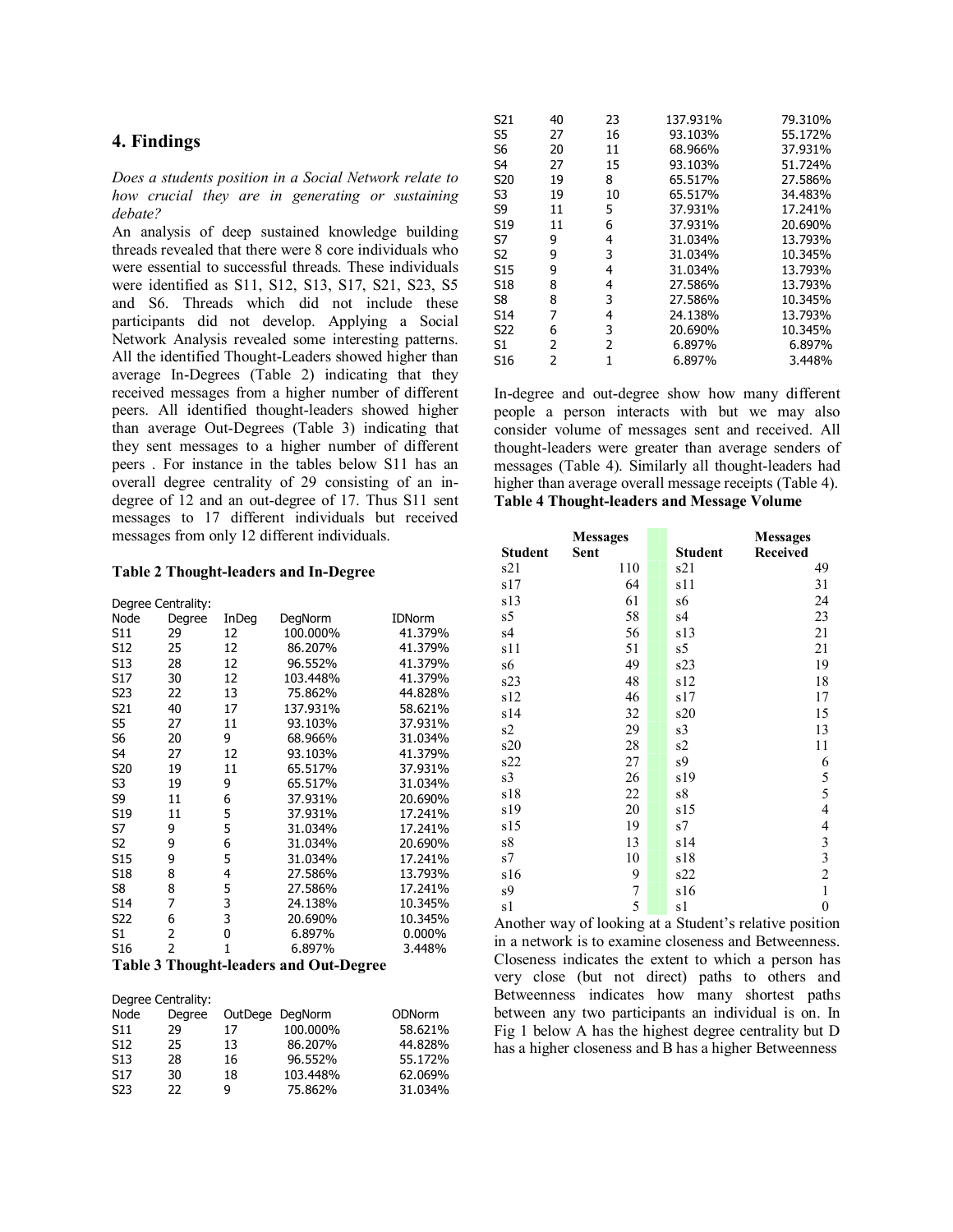## 4. Findings

*Does a students position in a Social Network relate to how crucial they are in generating or sustaining debate?*

An analysis of deep sustained knowledge building threads revealed that there were 8 core individuals who were essential to successful threads. These individuals were identified as S11, S12, S13, S17, S21, S23, S5 and S6. Threads which did not include these participants did not develop. Applying a Social Network Analysis revealed some interesting patterns. All the identified Thought-Leaders showed higher than average In-Degrees (Table 2) indicating that they received messages from a higher number of different peers. All identified thought-leaders showed higher than average Out-Degrees (Table 3) indicating that they sent messages to a higher number of different peers . For instance in the tables below S11 has an overall degree centrality of 29 consisting of an in-degree of 12 and an out-degree of 17. Thus S11 sent messages to 17 different individuals but received messages from only 12 different individuals.

**Table 2 Thought-leaders and In-Degree**

Degree Centrality:

| Node | Degree | InDeg | DegNorm | IDNorm |
|---|---|---|---|---|
| S11 | 29 | 12 | 100.000% | 41.379% |
| S12 | 25 | 12 | 86.207% | 41.379% |
| S13 | 28 | 12 | 96.552% | 41.379% |
| S17 | 30 | 12 | 103.448% | 41.379% |
| S23 | 22 | 13 | 75.862% | 44.828% |
| S21 | 40 | 17 | 137.931% | 58.621% |
| S5 | 27 | 11 | 93.103% | 37.931% |
| S6 | 20 | 9 | 68.966% | 31.034% |
| S4 | 27 | 12 | 93.103% | 41.379% |
| S20 | 19 | 11 | 65.517% | 37.931% |
| S3 | 19 | 9 | 65.517% | 31.034% |
| S9 | 11 | 6 | 37.931% | 20.690% |
| S19 | 11 | 5 | 37.931% | 17.241% |
| S7 | 9 | 5 | 31.034% | 17.241% |
| S2 | 9 | 6 | 31.034% | 20.690% |
| S15 | 9 | 5 | 31.034% | 17.241% |
| S18 | 8 | 4 | 27.586% | 13.793% |
| S8 | 8 | 5 | 27.586% | 17.241% |
| S14 | 7 | 3 | 24.138% | 10.345% |
| S22 | 6 | 3 | 20.690% | 10.345% |
| S1 | 2 | 0 | 6.897% | 0.000% |
| S16 | 2 | 1 | 6.897% | 3.448% |

**Table 3 Thought-leaders and Out-Degree**

Degree Centrality:

| Node | Degree | OutDege | DegNorm | ODNorm |
|---|---|---|---|---|
| S11 | 29 | 17 | 100.000% | 58.621% |
| S12 | 25 | 13 | 86.207% | 44.828% |
| S13 | 28 | 16 | 96.552% | 55.172% |
| S17 | 30 | 18 | 103.448% | 62.069% |
| S23 | 22 | 9 | 75.862% | 31.034% |
| S21 | 40 | 23 | 137.931% | 79.310% |
| S5 | 27 | 16 | 93.103% | 55.172% |
| S6 | 20 | 11 | 68.966% | 37.931% |
| S4 | 27 | 15 | 93.103% | 51.724% |
| S20 | 19 | 8 | 65.517% | 27.586% |
| S3 | 19 | 10 | 65.517% | 34.483% |
| S9 | 11 | 5 | 37.931% | 17.241% |
| S19 | 11 | 6 | 37.931% | 20.690% |
| S7 | 9 | 4 | 31.034% | 13.793% |
| S2 | 9 | 3 | 31.034% | 10.345% |
| S15 | 9 | 4 | 31.034% | 13.793% |
| S18 | 8 | 4 | 27.586% | 13.793% |
| S8 | 8 | 3 | 27.586% | 10.345% |
| S14 | 7 | 4 | 24.138% | 13.793% |
| S22 | 6 | 3 | 20.690% | 10.345% |
| S1 | 2 | 2 | 6.897% | 6.897% |
| S16 | 2 | 1 | 6.897% | 3.448% |

In-degree and out-degree show how many different people a person interacts with but we may also consider volume of messages sent and received. All thought-leaders were greater than average senders of messages (Table 4). Similarly all thought-leaders had higher than average overall message receipts (Table 4).

**Table 4 Thought-leaders and Message Volume**

| Student | Messages Sent | | Student | Messages Received |
|---|---|---|---|---|
| s21 | 110 | | s21 | 49 |
| s17 | 64 | | s11 | 31 |
| s13 | 61 | | s6 | 24 |
| s5 | 58 | | s4 | 23 |
| s4 | 56 | | s13 | 21 |
| s11 | 51 | | s5 | 21 |
| s6 | 49 | | s23 | 19 |
| s23 | 48 | | s12 | 18 |
| s12 | 46 | | s17 | 17 |
| s14 | 32 | | s20 | 15 |
| s2 | 29 | | s3 | 13 |
| s20 | 28 | | s2 | 11 |
| s22 | 27 | | s9 | 6 |
| s3 | 26 | | s19 | 5 |
| s18 | 22 | | s8 | 5 |
| s19 | 20 | | s15 | 4 |
| s15 | 19 | | s7 | 4 |
| s8 | 13 | | s14 | 3 |
| s7 | 10 | | s18 | 3 |
| s16 | 9 | | s22 | 2 |
| s9 | 7 | | s16 | 1 |
| s1 | 5 | | s1 | 0 |

Another way of looking at a Student's relative position in a network is to examine closeness and Betweenness. Closeness indicates the extent to which a person has very close (but not direct) paths to others and Betweenness indicates how many shortest paths between any two participants an individual is on. In Fig 1 below A has the highest degree centrality but D has a higher closeness and B has a higher Betweenness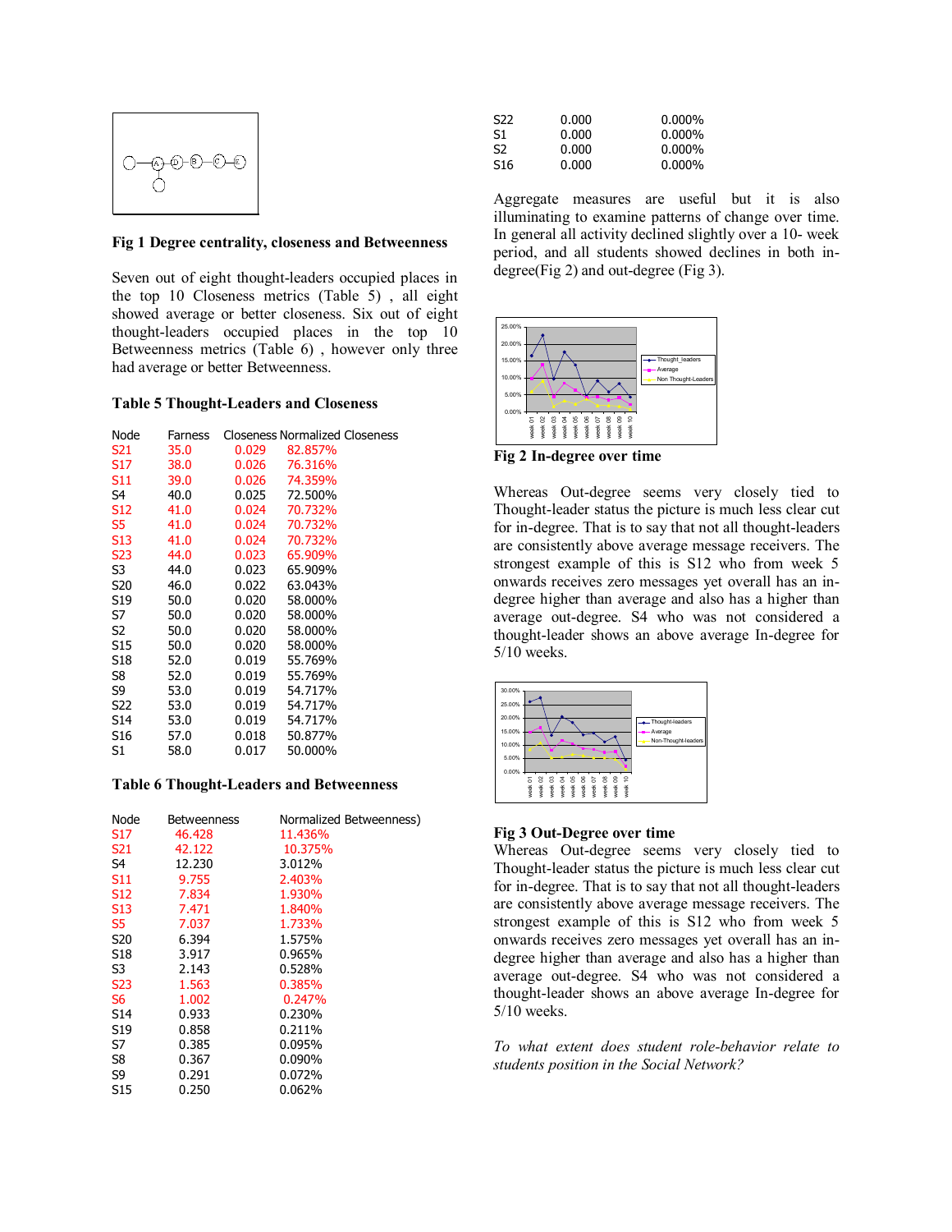**Fig 1 Degree centrality, closeness and Betweenness**

Seven out of eight thought-leaders occupied places in the top 10 Closeness metrics (Table 5) , all eight showed average or better closeness. Six out of eight thought-leaders occupied places in the top 10 Betweenness metrics (Table 6) , however only three had average or better Betweenness.

**Table 5 Thought-Leaders and Closeness**

| Node | Farness | Closeness | Normalized Closeness |
|---|---|---|---|
| S21 | 35.0 | 0.029 | 82.857% |
| S17 | 38.0 | 0.026 | 76.316% |
| S11 | 39.0 | 0.026 | 74.359% |
| S4 | 40.0 | 0.025 | 72.500% |
| S12 | 41.0 | 0.024 | 70.732% |
| S5 | 41.0 | 0.024 | 70.732% |
| S13 | 41.0 | 0.024 | 70.732% |
| S23 | 44.0 | 0.023 | 65.909% |
| S3 | 44.0 | 0.023 | 65.909% |
| S20 | 46.0 | 0.022 | 63.043% |
| S19 | 50.0 | 0.020 | 58.000% |
| S7 | 50.0 | 0.020 | 58.000% |
| S2 | 50.0 | 0.020 | 58.000% |
| S15 | 50.0 | 0.020 | 58.000% |
| S18 | 52.0 | 0.019 | 55.769% |
| S8 | 52.0 | 0.019 | 55.769% |
| S9 | 53.0 | 0.019 | 54.717% |
| S22 | 53.0 | 0.019 | 54.717% |
| S14 | 53.0 | 0.019 | 54.717% |
| S16 | 57.0 | 0.018 | 50.877% |
| S1 | 58.0 | 0.017 | 50.000% |

**Table 6 Thought-Leaders and Betweenness**

| Node | Betweenness | Normalized Betweenness) |
|---|---|---|
| S17 | 46.428 | 11.436% |
| S21 | 42.122 | 10.375% |
| S4 | 12.230 | 3.012% |
| S11 | 9.755 | 2.403% |
| S12 | 7.834 | 1.930% |
| S13 | 7.471 | 1.840% |
| S5 | 7.037 | 1.733% |
| S20 | 6.394 | 1.575% |
| S18 | 3.917 | 0.965% |
| S3 | 2.143 | 0.528% |
| S23 | 1.563 | 0.385% |
| S6 | 1.002 | 0.247% |
| S14 | 0.933 | 0.230% |
| S19 | 0.858 | 0.211% |
| S7 | 0.385 | 0.095% |
| S8 | 0.367 | 0.090% |
| S9 | 0.291 | 0.072% |
| S15 | 0.250 | 0.062% |
| S22 | 0.000 | 0.000% |
| S1 | 0.000 | 0.000% |
| S2 | 0.000 | 0.000% |
| S16 | 0.000 | 0.000% |

Aggregate measures are useful but it is also illuminating to examine patterns of change over time. In general all activity declined slightly over a 10- week period, and all students showed declines in both in-degree(Fig 2) and out-degree (Fig 3).

**Fig 2 In-degree over time**

Whereas Out-degree seems very closely tied to Thought-leader status the picture is much less clear cut for in-degree. That is to say that not all thought-leaders are consistently above average message receivers. The strongest example of this is S12 who from week 5 onwards receives zero messages yet overall has an in-degree higher than average and also has a higher than average out-degree. S4 who was not considered a thought-leader shows an above average In-degree for 5/10 weeks.

**Fig 3 Out-Degree over time**

Whereas Out-degree seems very closely tied to Thought-leader status the picture is much less clear cut for in-degree. That is to say that not all thought-leaders are consistently above average message receivers. The strongest example of this is S12 who from week 5 onwards receives zero messages yet overall has an in-degree higher than average and also has a higher than average out-degree. S4 who was not considered a thought-leader shows an above average In-degree for 5/10 weeks.

*To what extent does student role-behavior relate to students position in the Social Network?*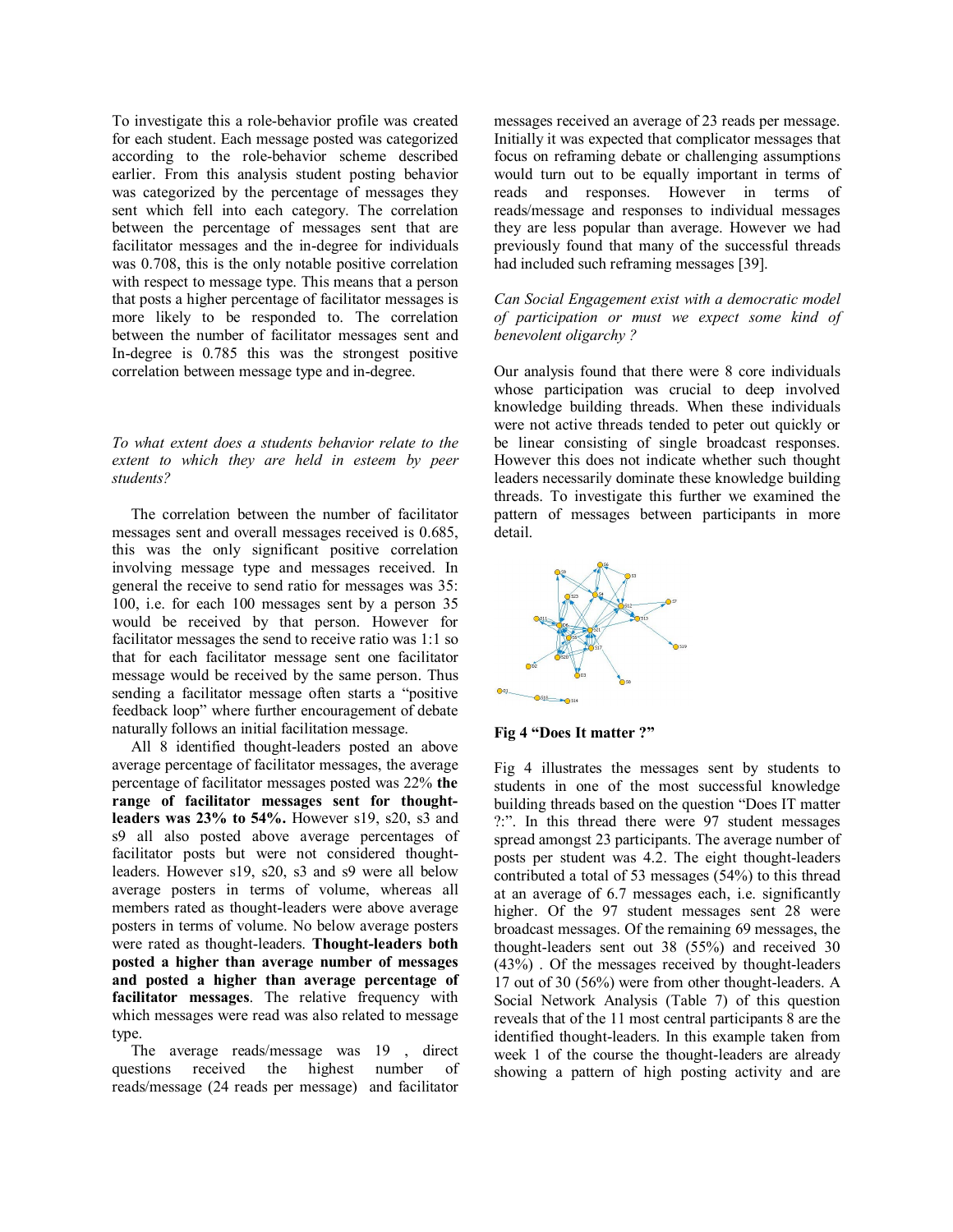To investigate this a role-behavior profile was created for each student. Each message posted was categorized according to the role-behavior scheme described earlier. From this analysis student posting behavior was categorized by the percentage of messages they sent which fell into each category. The correlation between the percentage of messages sent that are facilitator messages and the in-degree for individuals was 0.708, this is the only notable positive correlation with respect to message type. This means that a person that posts a higher percentage of facilitator messages is more likely to be responded to. The correlation between the number of facilitator messages sent and In-degree is 0.785 this was the strongest positive correlation between message type and in-degree.

*To what extent does a students behavior relate to the extent to which they are held in esteem by peer students?*

The correlation between the number of facilitator messages sent and overall messages received is 0.685, this was the only significant positive correlation involving message type and messages received. In general the receive to send ratio for messages was 35: 100, i.e. for each 100 messages sent by a person 35 would be received by that person. However for facilitator messages the send to receive ratio was 1:1 so that for each facilitator message sent one facilitator message would be received by the same person. Thus sending a facilitator message often starts a "positive feedback loop" where further encouragement of debate naturally follows an initial facilitation message.

All 8 identified thought-leaders posted an above average percentage of facilitator messages, the average percentage of facilitator messages posted was 22% **the range of facilitator messages sent for thought-leaders was 23% to 54%.** However s19, s20, s3 and s9 all also posted above average percentages of facilitator posts but were not considered thought-leaders. However s19, s20, s3 and s9 were all below average posters in terms of volume, whereas all members rated as thought-leaders were above average posters in terms of volume. No below average posters were rated as thought-leaders. **Thought-leaders both posted a higher than average number of messages and posted a higher than average percentage of facilitator messages**. The relative frequency with which messages were read was also related to message type.

The average reads/message was 19 , direct questions received the highest number of reads/message (24 reads per message) and facilitator messages received an average of 23 reads per message. Initially it was expected that complicator messages that focus on reframing debate or challenging assumptions would turn out to be equally important in terms of reads and responses. However in terms of reads/message and responses to individual messages they are less popular than average. However we had previously found that many of the successful threads had included such reframing messages [39].

*Can Social Engagement exist with a democratic model of participation or must we expect some kind of benevolent oligarchy ?*

Our analysis found that there were 8 core individuals whose participation was crucial to deep involved knowledge building threads. When these individuals were not active threads tended to peter out quickly or be linear consisting of single broadcast responses. However this does not indicate whether such thought leaders necessarily dominate these knowledge building threads. To investigate this further we examined the pattern of messages between participants in more detail.

**Fig 4 "Does It matter ?"**

Fig 4 illustrates the messages sent by students to students in one of the most successful knowledge building threads based on the question "Does IT matter ?:". In this thread there were 97 student messages spread amongst 23 participants. The average number of posts per student was 4.2. The eight thought-leaders contributed a total of 53 messages (54%) to this thread at an average of 6.7 messages each, i.e. significantly higher. Of the 97 student messages sent 28 were broadcast messages. Of the remaining 69 messages, the thought-leaders sent out 38 (55%) and received 30 (43%) . Of the messages received by thought-leaders 17 out of 30 (56%) were from other thought-leaders. A Social Network Analysis (Table 7) of this question reveals that of the 11 most central participants 8 are the identified thought-leaders. In this example taken from week 1 of the course the thought-leaders are already showing a pattern of high posting activity and are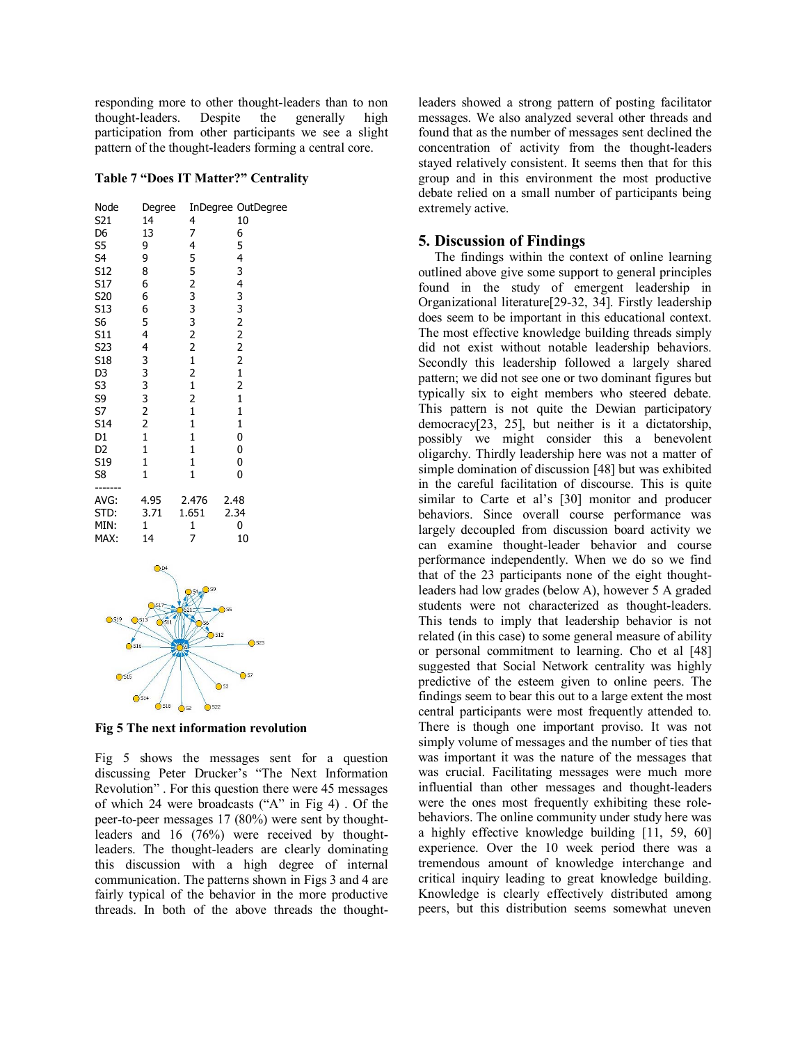responding more to other thought-leaders than to non thought-leaders. Despite the generally high participation from other participants we see a slight pattern of the thought-leaders forming a central core.

**Table 7 "Does IT Matter?" Centrality**

| Node | Degree | InDegree | OutDegree |
|---|---|---|---|
| S21 | 14 | 4 | 10 |
| D6 | 13 | 7 | 6 |
| S5 | 9 | 4 | 5 |
| S4 | 9 | 5 | 4 |
| S12 | 8 | 5 | 3 |
| S17 | 6 | 2 | 4 |
| S20 | 6 | 3 | 3 |
| S13 | 6 | 3 | 3 |
| S6 | 5 | 3 | 2 |
| S11 | 4 | 2 | 2 |
| S23 | 4 | 2 | 2 |
| S18 | 3 | 1 | 2 |
| D3 | 3 | 2 | 1 |
| S3 | 3 | 1 | 2 |
| S9 | 3 | 2 | 1 |
| S7 | 2 | 1 | 1 |
| S14 | 2 | 1 | 1 |
| D1 | 1 | 1 | 0 |
| D2 | 1 | 1 | 0 |
| S19 | 1 | 1 | 0 |
| S8 | 1 | 1 | 0 |
| AVG: | 4.95 | 2.476 | 2.48 |
| STD: | 3.71 | 1.651 | 2.34 |
| MIN: | 1 | 1 | 0 |
| MAX: | 14 | 7 | 10 |

**Fig 5 The next information revolution**

Fig 5 shows the messages sent for a question discussing Peter Drucker's "The Next Information Revolution" . For this question there were 45 messages of which 24 were broadcasts ("A" in Fig 4) . Of the peer-to-peer messages 17 (80%) were sent by thought-leaders and 16 (76%) were received by thought-leaders. The thought-leaders are clearly dominating this discussion with a high degree of internal communication. The patterns shown in Figs 3 and 4 are fairly typical of the behavior in the more productive threads. In both of the above threads the thought-leaders showed a strong pattern of posting facilitator messages. We also analyzed several other threads and found that as the number of messages sent declined the concentration of activity from the thought-leaders stayed relatively consistent. It seems then that for this group and in this environment the most productive debate relied on a small number of participants being extremely active.

## 5. Discussion of Findings

The findings within the context of online learning outlined above give some support to general principles found in the study of emergent leadership in Organizational literature[29-32, 34]. Firstly leadership does seem to be important in this educational context. The most effective knowledge building threads simply did not exist without notable leadership behaviors. Secondly this leadership followed a largely shared pattern; we did not see one or two dominant figures but typically six to eight members who steered debate. This pattern is not quite the Dewian participatory democracy[23, 25], but neither is it a dictatorship, possibly we might consider this a benevolent oligarchy. Thirdly leadership here was not a matter of simple domination of discussion [48] but was exhibited in the careful facilitation of discourse. This is quite similar to Carte et al's [30] monitor and producer behaviors. Since overall course performance was largely decoupled from discussion board activity we can examine thought-leader behavior and course performance independently. When we do so we find that of the 23 participants none of the eight thought-leaders had low grades (below A), however 5 A graded students were not characterized as thought-leaders. This tends to imply that leadership behavior is not related (in this case) to some general measure of ability or personal commitment to learning. Cho et al [48] suggested that Social Network centrality was highly predictive of the esteem given to online peers. The findings seem to bear this out to a large extent the most central participants were most frequently attended to. There is though one important proviso. It was not simply volume of messages and the number of ties that was important it was the nature of the messages that was crucial. Facilitating messages were much more influential than other messages and thought-leaders were the ones most frequently exhibiting these role-behaviors. The online community under study here was a highly effective knowledge building [11, 59, 60] experience. Over the 10 week period there was a tremendous amount of knowledge interchange and critical inquiry leading to great knowledge building. Knowledge is clearly effectively distributed among peers, but this distribution seems somewhat uneven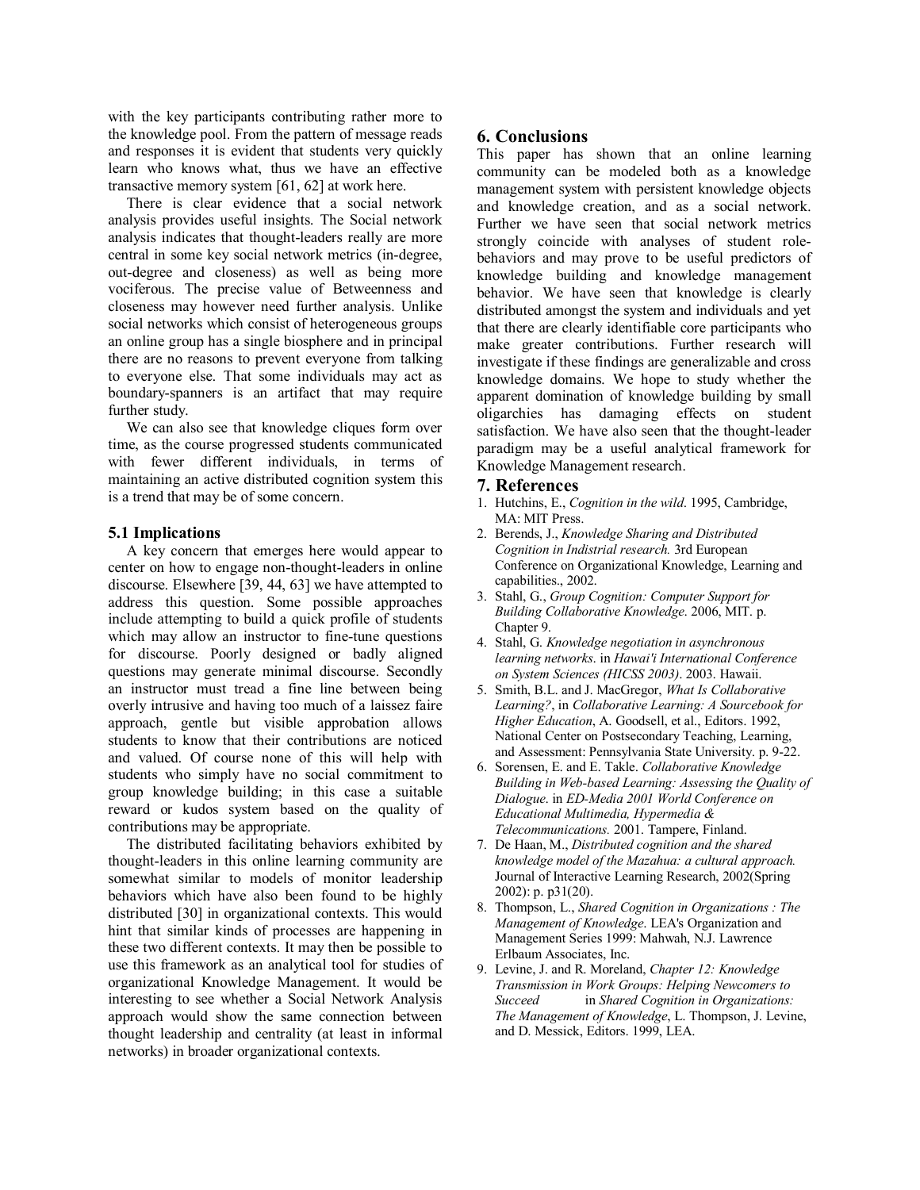with the key participants contributing rather more to the knowledge pool. From the pattern of message reads and responses it is evident that students very quickly learn who knows what, thus we have an effective transactive memory system [61, 62] at work here.

There is clear evidence that a social network analysis provides useful insights. The Social network analysis indicates that thought-leaders really are more central in some key social network metrics (in-degree, out-degree and closeness) as well as being more vociferous. The precise value of Betweenness and closeness may however need further analysis. Unlike social networks which consist of heterogeneous groups an online group has a single biosphere and in principal there are no reasons to prevent everyone from talking to everyone else. That some individuals may act as boundary-spanners is an artifact that may require further study.

We can also see that knowledge cliques form over time, as the course progressed students communicated with fewer different individuals, in terms of maintaining an active distributed cognition system this is a trend that may be of some concern.

### 5.1 Implications

A key concern that emerges here would appear to center on how to engage non-thought-leaders in online discourse. Elsewhere [39, 44, 63] we have attempted to address this question. Some possible approaches include attempting to build a quick profile of students which may allow an instructor to fine-tune questions for discourse. Poorly designed or badly aligned questions may generate minimal discourse. Secondly an instructor must tread a fine line between being overly intrusive and having too much of a laissez faire approach, gentle but visible approbation allows students to know that their contributions are noticed and valued. Of course none of this will help with students who simply have no social commitment to group knowledge building; in this case a suitable reward or kudos system based on the quality of contributions may be appropriate.

The distributed facilitating behaviors exhibited by thought-leaders in this online learning community are somewhat similar to models of monitor leadership behaviors which have also been found to be highly distributed [30] in organizational contexts. This would hint that similar kinds of processes are happening in these two different contexts. It may then be possible to use this framework as an analytical tool for studies of organizational Knowledge Management. It would be interesting to see whether a Social Network Analysis approach would show the same connection between thought leadership and centrality (at least in informal networks) in broader organizational contexts.

## 6. Conclusions

This paper has shown that an online learning community can be modeled both as a knowledge management system with persistent knowledge objects and knowledge creation, and as a social network. Further we have seen that social network metrics strongly coincide with analyses of student role-behaviors and may prove to be useful predictors of knowledge building and knowledge management behavior. We have seen that knowledge is clearly distributed amongst the system and individuals and yet that there are clearly identifiable core participants who make greater contributions. Further research will investigate if these findings are generalizable and cross knowledge domains. We hope to study whether the apparent domination of knowledge building by small oligarchies has damaging effects on student satisfaction. We have also seen that the thought-leader paradigm may be a useful analytical framework for Knowledge Management research.

## 7. References

1. Hutchins, E., *Cognition in the wild*. 1995, Cambridge, MA: MIT Press.
2. Berends, J., *Knowledge Sharing and Distributed Cognition in Indistrial research.* 3rd European Conference on Organizational Knowledge, Learning and capabilities., 2002.
3. Stahl, G., *Group Cognition: Computer Support for Building Collaborative Knowledge*. 2006, MIT. p. Chapter 9.
4. Stahl, G. *Knowledge negotiation in asynchronous learning networks*. in *Hawai'i International Conference on System Sciences (HICSS 2003)*. 2003. Hawaii.
5. Smith, B.L. and J. MacGregor, *What Is Collaborative Learning?*, in *Collaborative Learning: A Sourcebook for Higher Education*, A. Goodsell, et al., Editors. 1992, National Center on Postsecondary Teaching, Learning, and Assessment: Pennsylvania State University. p. 9-22.
6. Sorensen, E. and E. Takle. *Collaborative Knowledge Building in Web-based Learning: Assessing the Quality of Dialogue*. in *ED-Media 2001 World Conference on Educational Multimedia, Hypermedia & Telecommunications.* 2001. Tampere, Finland.
7. De Haan, M., *Distributed cognition and the shared knowledge model of the Mazahua: a cultural approach.* Journal of Interactive Learning Research, 2002(Spring 2002): p. p31(20).
8. Thompson, L., *Shared Cognition in Organizations : The Management of Knowledge*. LEA's Organization and Management Series 1999: Mahwah, N.J. Lawrence Erlbaum Associates, Inc.
9. Levine, J. and R. Moreland, *Chapter 12: Knowledge Transmission in Work Groups: Helping Newcomers to Succeed* in *Shared Cognition in Organizations: The Management of Knowledge*, L. Thompson, J. Levine, and D. Messick, Editors. 1999, LEA.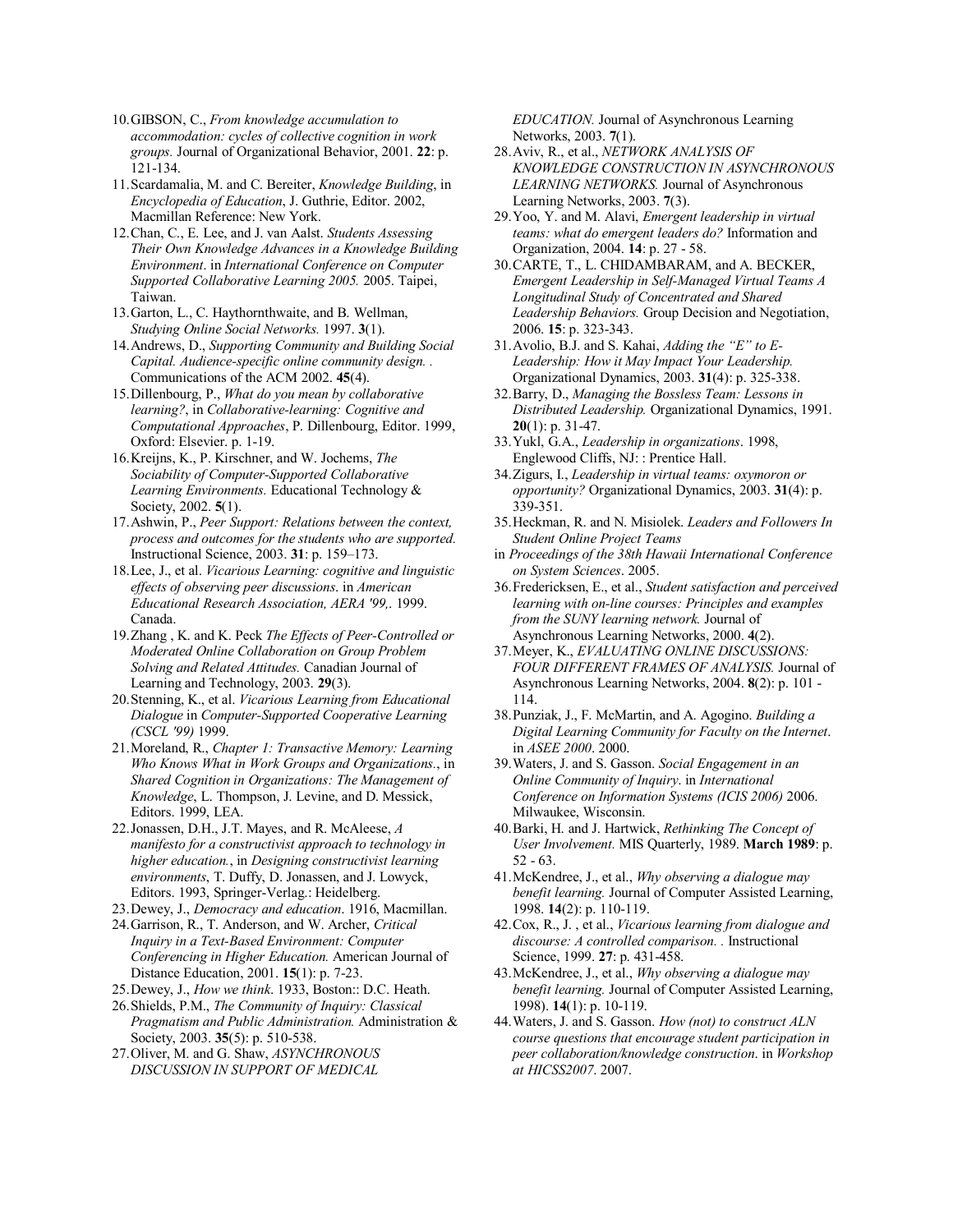10. GIBSON, C., *From knowledge accumulation to accommodation: cycles of collective cognition in work groups.* Journal of Organizational Behavior, 2001. **22**: p. 121-134.
11. Scardamalia, M. and C. Bereiter, *Knowledge Building*, in *Encyclopedia of Education*, J. Guthrie, Editor. 2002, Macmillan Reference: New York.
12. Chan, C., E. Lee, and J. van Aalst. *Students Assessing Their Own Knowledge Advances in a Knowledge Building Environment*. in *International Conference on Computer Supported Collaborative Learning 2005.* 2005. Taipei, Taiwan.
13. Garton, L., C. Haythornthwaite, and B. Wellman, *Studying Online Social Networks.* 1997. **3**(1).
14. Andrews, D., *Supporting Community and Building Social Capital. Audience-specific online community design. .* Communications of the ACM 2002. **45**(4).
15. Dillenbourg, P., *What do you mean by collaborative learning?*, in *Collaborative-learning: Cognitive and Computational Approaches*, P. Dillenbourg, Editor. 1999, Oxford: Elsevier. p. 1-19.
16. Kreijns, K., P. Kirschner, and W. Jochems, *The Sociability of Computer-Supported Collaborative Learning Environments.* Educational Technology & Society, 2002. **5**(1).
17. Ashwin, P., *Peer Support: Relations between the context, process and outcomes for the students who are supported.* Instructional Science, 2003. **31**: p. 159–173.
18. Lee, J., et al. *Vicarious Learning: cognitive and linguistic effects of observing peer discussions*. in *American Educational Research Association, AERA '99,*. 1999. Canada.
19. Zhang , K. and K. Peck *The Effects of Peer-Controlled or Moderated Online Collaboration on Group Problem Solving and Related Attitudes.* Canadian Journal of Learning and Technology, 2003. **29**(3).
20. Stenning, K., et al. *Vicarious Learning from Educational Dialogue* in *Computer-Supported Cooperative Learning (CSCL '99)* 1999.
21. Moreland, R., *Chapter 1: Transactive Memory: Learning Who Knows What in Work Groups and Organizations.*, in *Shared Cognition in Organizations: The Management of Knowledge*, L. Thompson, J. Levine, and D. Messick, Editors. 1999, LEA.
22. Jonassen, D.H., J.T. Mayes, and R. McAleese, *A manifesto for a constructivist approach to technology in higher education.*, in *Designing constructivist learning environments*, T. Duffy, D. Jonassen, and J. Lowyck, Editors. 1993, Springer-Verlag.: Heidelberg.
23. Dewey, J., *Democracy and education*. 1916, Macmillan.
24. Garrison, R., T. Anderson, and W. Archer, *Critical Inquiry in a Text-Based Environment: Computer Conferencing in Higher Education.* American Journal of Distance Education, 2001. **15**(1): p. 7-23.
25. Dewey, J., *How we think*. 1933, Boston:: D.C. Heath.
26. Shields, P.M., *The Community of Inquiry: Classical Pragmatism and Public Administration.* Administration & Society, 2003. **35**(5): p. 510-538.
27. Oliver, M. and G. Shaw, *ASYNCHRONOUS DISCUSSION IN SUPPORT OF MEDICAL EDUCATION.* Journal of Asynchronous Learning Networks, 2003. **7**(1).
28. Aviv, R., et al., *NETWORK ANALYSIS OF KNOWLEDGE CONSTRUCTION IN ASYNCHRONOUS LEARNING NETWORKS.* Journal of Asynchronous Learning Networks, 2003. **7**(3).
29. Yoo, Y. and M. Alavi, *Emergent leadership in virtual teams: what do emergent leaders do?* Information and Organization, 2004. **14**: p. 27 - 58.
30. CARTE, T., L. CHIDAMBARAM, and A. BECKER, *Emergent Leadership in Self-Managed Virtual Teams A Longitudinal Study of Concentrated and Shared Leadership Behaviors.* Group Decision and Negotiation, 2006. **15**: p. 323-343.
31. Avolio, B.J. and S. Kahai, *Adding the "E" to E-Leadership: How it May Impact Your Leadership.* Organizational Dynamics, 2003. **31**(4): p. 325-338.
32. Barry, D., *Managing the Bossless Team: Lessons in Distributed Leadership.* Organizational Dynamics, 1991. **20**(1): p. 31-47.
33. Yukl, G.A., *Leadership in organizations*. 1998, Englewood Cliffs, NJ: : Prentice Hall.
34. Zigurs, I., *Leadership in virtual teams: oxymoron or opportunity?* Organizational Dynamics, 2003. **31**(4): p. 339-351.
35. Heckman, R. and N. Misiolek. *Leaders and Followers In Student Online Project Teams* in *Proceedings of the 38th Hawaii International Conference on System Sciences*. 2005.
36. Fredericksen, E., et al., *Student satisfaction and perceived learning with on-line courses: Principles and examples from the SUNY learning network.* Journal of Asynchronous Learning Networks, 2000. **4**(2).
37. Meyer, K., *EVALUATING ONLINE DISCUSSIONS: FOUR DIFFERENT FRAMES OF ANALYSIS.* Journal of Asynchronous Learning Networks, 2004. **8**(2): p. 101 - 114.
38. Punziak, J., F. McMartin, and A. Agogino. *Building a Digital Learning Community for Faculty on the Internet*. in *ASEE 2000*. 2000.
39. Waters, J. and S. Gasson. *Social Engagement in an Online Community of Inquiry*. in *International Conference on Information Systems (ICIS 2006)* 2006. Milwaukee, Wisconsin.
40. Barki, H. and J. Hartwick, *Rethinking The Concept of User Involvement.* MIS Quarterly, 1989. **March 1989**: p. 52 - 63.
41. McKendree, J., et al., *Why observing a dialogue may benefit learning.* Journal of Computer Assisted Learning, 1998. **14**(2): p. 110-119.
42. Cox, R., J. , et al., *Vicarious learning from dialogue and discourse: A controlled comparison. .* Instructional Science, 1999. **27**: p. 431-458.
43. McKendree, J., et al., *Why observing a dialogue may benefit learning.* Journal of Computer Assisted Learning, 1998). **14**(1): p. 10-119.
44. Waters, J. and S. Gasson. *How (not) to construct ALN course questions that encourage student participation in peer collaboration/knowledge construction*. in *Workshop at HICSS2007*. 2007.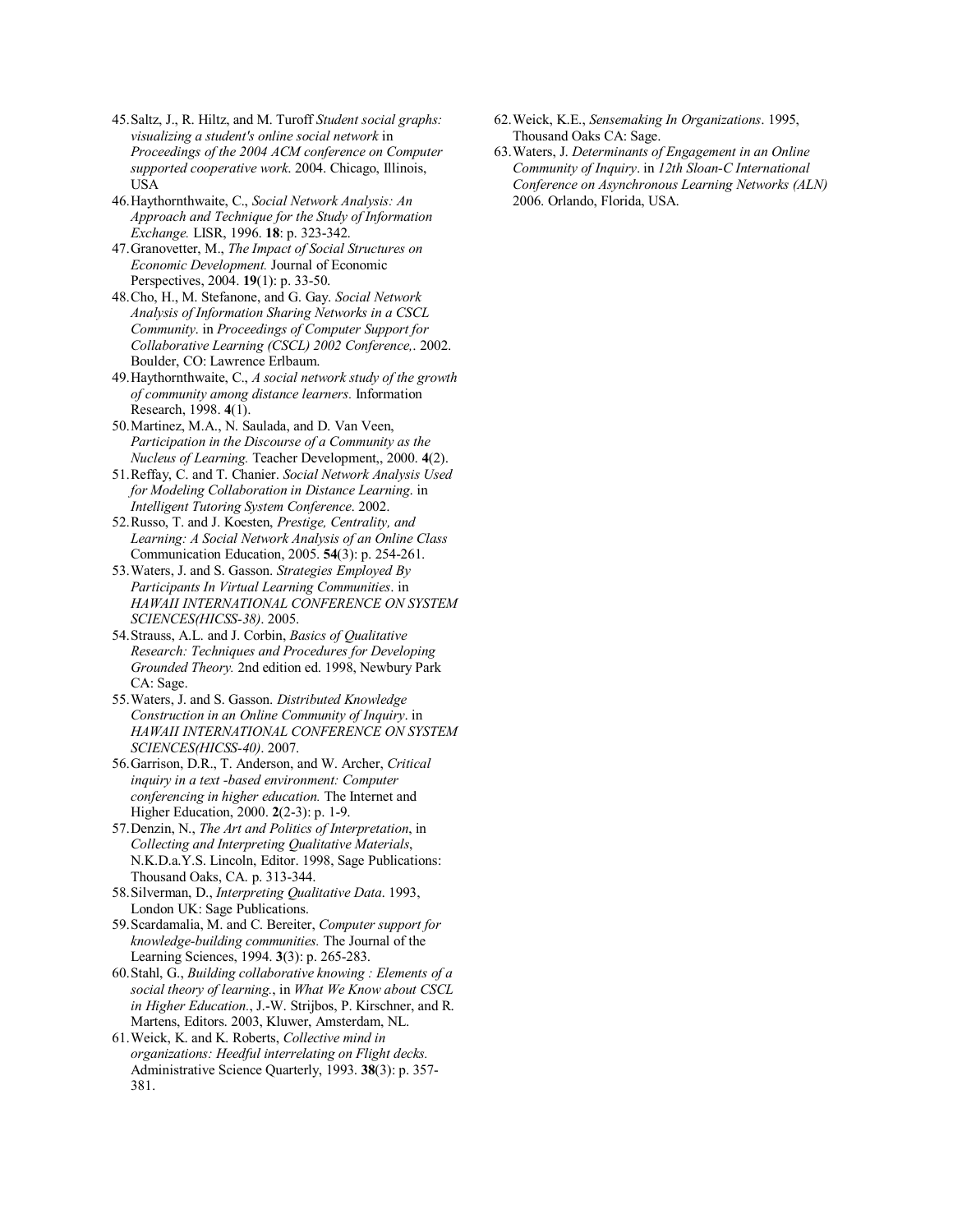45. Saltz, J., R. Hiltz, and M. Turoff *Student social graphs: visualizing a student's online social network* in *Proceedings of the 2004 ACM conference on Computer supported cooperative work*. 2004. Chicago, Illinois, USA
46. Haythornthwaite, C., *Social Network Analysis: An Approach and Technique for the Study of Information Exchange.* LISR, 1996. **18**: p. 323-342.
47. Granovetter, M., *The Impact of Social Structures on Economic Development.* Journal of Economic Perspectives, 2004. **19**(1): p. 33-50.
48. Cho, H., M. Stefanone, and G. Gay. *Social Network Analysis of Information Sharing Networks in a CSCL Community*. in *Proceedings of Computer Support for Collaborative Learning (CSCL) 2002 Conference,*. 2002. Boulder, CO: Lawrence Erlbaum.
49. Haythornthwaite, C., *A social network study of the growth of community among distance learners.* Information Research, 1998. **4**(1).
50. Martinez, M.A., N. Saulada, and D. Van Veen, *Participation in the Discourse of a Community as the Nucleus of Learning.* Teacher Development,, 2000. **4**(2).
51. Reffay, C. and T. Chanier. *Social Network Analysis Used for Modeling Collaboration in Distance Learning*. in *Intelligent Tutoring System Conference*. 2002.
52. Russo, T. and J. Koesten, *Prestige, Centrality, and Learning: A Social Network Analysis of an Online Class* Communication Education, 2005. **54**(3): p. 254-261.
53. Waters, J. and S. Gasson. *Strategies Employed By Participants In Virtual Learning Communities*. in *HAWAII INTERNATIONAL CONFERENCE ON SYSTEM SCIENCES(HICSS-38)*. 2005.
54. Strauss, A.L. and J. Corbin, *Basics of Qualitative Research: Techniques and Procedures for Developing Grounded Theory.* 2nd edition ed. 1998, Newbury Park CA: Sage.
55. Waters, J. and S. Gasson. *Distributed Knowledge Construction in an Online Community of Inquiry*. in *HAWAII INTERNATIONAL CONFERENCE ON SYSTEM SCIENCES(HICSS-40)*. 2007.
56. Garrison, D.R., T. Anderson, and W. Archer, *Critical inquiry in a text -based environment: Computer conferencing in higher education.* The Internet and Higher Education, 2000. **2**(2-3): p. 1-9.
57. Denzin, N., *The Art and Politics of Interpretation*, in *Collecting and Interpreting Qualitative Materials*, N.K.D.a.Y.S. Lincoln, Editor. 1998, Sage Publications: Thousand Oaks, CA. p. 313-344.
58. Silverman, D., *Interpreting Qualitative Data*. 1993, London UK: Sage Publications.
59. Scardamalia, M. and C. Bereiter, *Computer support for knowledge-building communities.* The Journal of the Learning Sciences, 1994. **3**(3): p. 265-283.
60. Stahl, G., *Building collaborative knowing : Elements of a social theory of learning.*, in *What We Know about CSCL in Higher Education.*, J.-W. Strijbos, P. Kirschner, and R. Martens, Editors. 2003, Kluwer, Amsterdam, NL.
61. Weick, K. and K. Roberts, *Collective mind in organizations: Heedful interrelating on Flight decks.* Administrative Science Quarterly, 1993. **38**(3): p. 357-381.
62. Weick, K.E., *Sensemaking In Organizations*. 1995, Thousand Oaks CA: Sage.
63. Waters, J. *Determinants of Engagement in an Online Community of Inquiry*. in *12th Sloan-C International Conference on Asynchronous Learning Networks (ALN)* 2006. Orlando, Florida, USA.